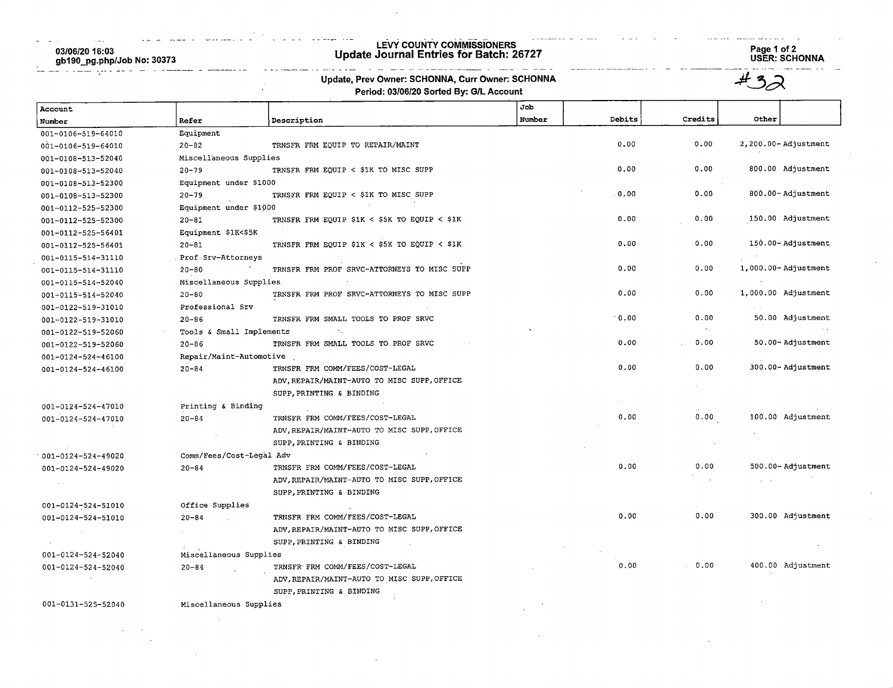03/06/20 16:03
gb190_pg.php/Job No: 30373

# LEVY COUNTY COMMISSIONERS
## Update Journal Entries for Batch: 26727

Page 1 of 2
USER: SCHONNA

**Update, Prev Owner: SCHONNA, Curr Owner: SCHONNA**
**Period: 03/06/20 Sorted By: G/L Account**

#32

| Account Number | Refer | Description | Job Number | Debits | Credits | Other | |
|---|---|---|---|---|---|---|---|
| 001-0106-519-64010 | Equipment | | | | | | |
| 001-0106-519-64010 | 20-82 | TRNSFR FRM EQUIP TO REPAIR/MAINT | | 0.00 | 0.00 | 2,200.00- | Adjustment |
| 001-0108-513-52040 | Miscellaneous Supplies | | | | | | |
| 001-0108-513-52040 | 20-79 | TRNSFR FRM EQUIP < $1K TO MISC SUPP | | 0.00 | 0.00 | 800.00 | Adjustment |
| 001-0108-513-52300 | Equipment under $1000 | | | | | | |
| 001-0108-513-52300 | 20-79 | TRNSFR FRM EQUIP < $1K TO MISC SUPP | | 0.00 | 0.00 | 800.00- | Adjustment |
| 001-0112-525-52300 | Equipment under $1000 | | | | | | |
| 001-0112-525-52300 | 20-81 | TRNSFR FRM EQUIP $1K < $5K TO EQUIP < $1K | | 0.00 | 0.00 | 150.00 | Adjustment |
| 001-0112-525-56401 | Equipment $1K<$5K | | | | | | |
| 001-0112-525-56401 | 20-81 | TRNSFR FRM EQUIP $1K < $5K TO EQUIP < $1K | | 0.00 | 0.00 | 150.00- | Adjustment |
| 001-0115-514-31110 | Prof Srv-Attorneys | | | | | | |
| 001-0115-514-31110 | 20-80 | TRNSFR FRM PROF SRVC-ATTORNEYS TO MISC SUPP | | 0.00 | 0.00 | 1,000.00- | Adjustment |
| 001-0115-514-52040 | Miscellaneous Supplies | | | | | | |
| 001-0115-514-52040 | 20-80 | TRNSFR FRM PROF SRVC-ATTORNEYS TO MISC SUPP | | 0.00 | 0.00 | 1,000.00 | Adjustment |
| 001-0122-519-31010 | Professional Srv | | | | | | |
| 001-0122-519-31010 | 20-86 | TRNSFR FRM SMALL TOOLS TO PROF SRVC | | 0.00 | 0.00 | 50.00 | Adjustment |
| 001-0122-519-52060 | Tools & Small Implements | | | | | | |
| 001-0122-519-52060 | 20-86 | TRNSFR FRM SMALL TOOLS TO PROF SRVC | | 0.00 | 0.00 | 50.00- | Adjustment |
| 001-0124-524-46100 | Repair/Maint-Automotive | | | | | | |
| 001-0124-524-46100 | 20-84 | TRNSFR FRM COMM/FEES/COST-LEGAL ADV,REPAIR/MAINT-AUTO TO MISC SUPP,OFFICE SUPP,PRINTING & BINDING | | 0.00 | 0.00 | 300.00- | Adjustment |
| 001-0124-524-47010 | Printing & Binding | | | | | | |
| 001-0124-524-47010 | 20-84 | TRNSFR FRM COMM/FEES/COST-LEGAL ADV,REPAIR/MAINT-AUTO TO MISC SUPP,OFFICE SUPP,PRINTING & BINDING | | 0.00 | 0.00 | 100.00 | Adjustment |
| 001-0124-524-49020 | Comm/Fees/Cost-Legal Adv | | | | | | |
| 001-0124-524-49020 | 20-84 | TRNSFR FRM COMM/FEES/COST-LEGAL ADV,REPAIR/MAINT-AUTO TO MISC SUPP,OFFICE SUPP,PRINTING & BINDING | | 0.00 | 0.00 | 500.00- | Adjustment |
| 001-0124-524-51010 | Office Supplies | | | | | | |
| 001-0124-524-51010 | 20-84 | TRNSFR FRM COMM/FEES/COST-LEGAL ADV,REPAIR/MAINT-AUTO TO MISC SUPP,OFFICE SUPP,PRINTING & BINDING | | 0.00 | 0.00 | 300.00 | Adjustment |
| 001-0124-524-52040 | Miscellaneous Supplies | | | | | | |
| 001-0124-524-52040 | 20-84 | TRNSFR FRM COMM/FEES/COST-LEGAL ADV,REPAIR/MAINT-AUTO TO MISC SUPP,OFFICE SUPP,PRINTING & BINDING | | 0.00 | 0.00 | 400.00 | Adjustment |
| 001-0131-525-52040 | Miscellaneous Supplies | | | | | | |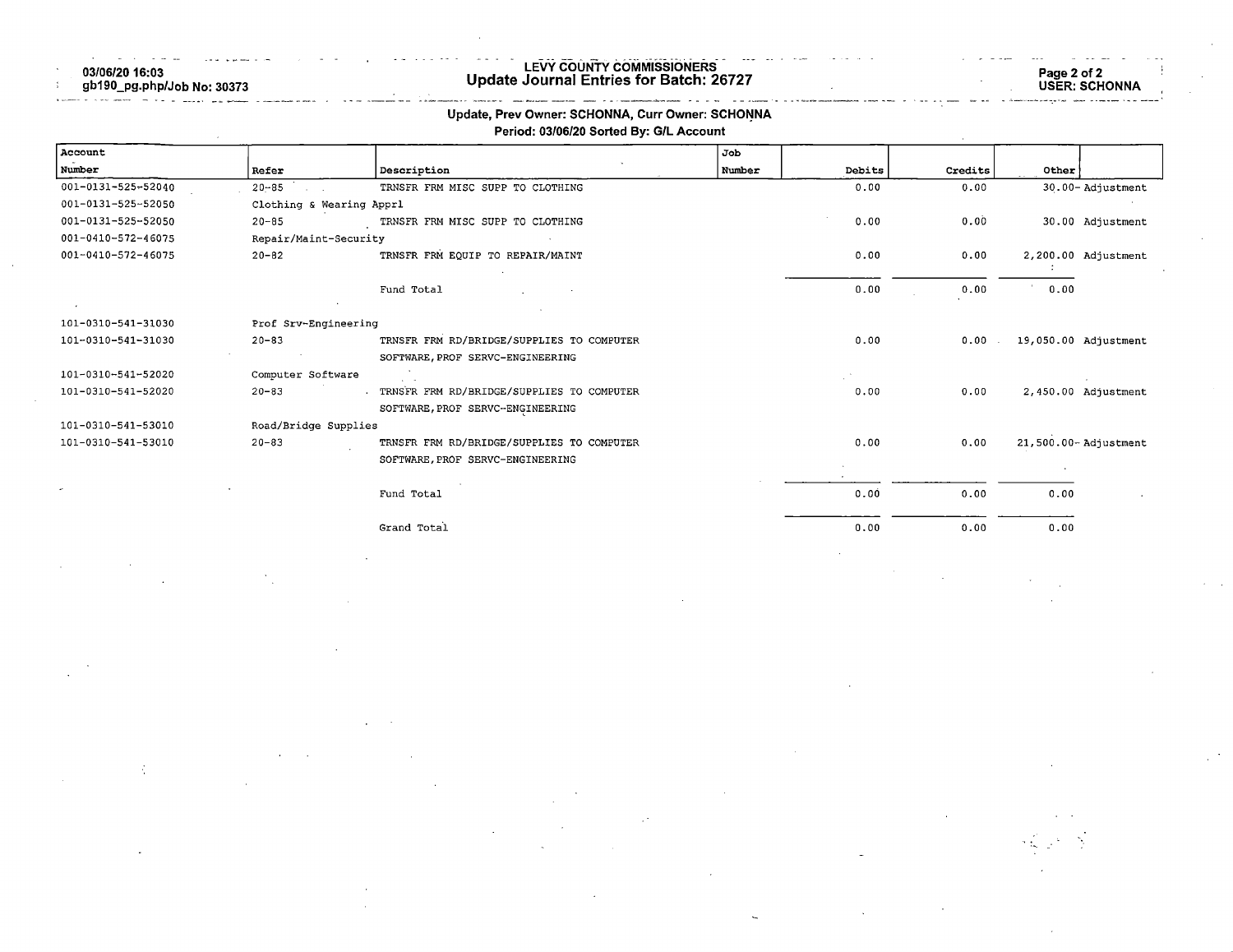LEVY COUNTY COMMISSIONERS
Update Journal Entries for Batch: 26727

03/06/20 16:03
gb190_pg.php/Job No: 30373

USER: SCHONNA

Update, Prev Owner: SCHONNA, Curr Owner: SCHONNA
Period: 03/06/20 Sorted By: G/L Account

| Account Number | Refer | Description | Job Number | Debits | Credits | Other | |
|---|---|---|---|---|---|---|---|
| 001-0131-525-52040 | 20-85 | TRNSFR FRM MISC SUPP TO CLOTHING | | 0.00 | 0.00 | 30.00- | Adjustment |
| 001-0131-525-52050 | Clothing & Wearing Apprl | | | | | | |
| 001-0131-525-52050 | 20-85 | TRNSFR FRM MISC SUPP TO CLOTHING | | 0.00 | 0.00 | 30.00 | Adjustment |
| 001-0410-572-46075 | Repair/Maint-Security | | | | | | |
| 001-0410-572-46075 | 20-82 | TRNSFR FRM EQUIP TO REPAIR/MAINT | | 0.00 | 0.00 | 2,200.00 | Adjustment |
| | | Fund Total | | 0.00 | 0.00 | 0.00 | |
| 101-0310-541-31030 | Prof Srv-Engineering | | | | | | |
| 101-0310-541-31030 | 20-83 | TRNSFR FRM RD/BRIDGE/SUPPLIES TO COMPUTER SOFTWARE, PROF SERVC-ENGINEERING | | 0.00 | 0.00 | 19,050.00 | Adjustment |
| 101-0310-541-52020 | Computer Software | | | | | | |
| 101-0310-541-52020 | 20-83 | TRNSFR FRM RD/BRIDGE/SUPPLIES TO COMPUTER SOFTWARE, PROF SERVC-ENGINEERING | | 0.00 | 0.00 | 2,450.00 | Adjustment |
| 101-0310-541-53010 | Road/Bridge Supplies | | | | | | |
| 101-0310-541-53010 | 20-83 | TRNSFR FRM RD/BRIDGE/SUPPLIES TO COMPUTER SOFTWARE, PROF SERVC-ENGINEERING | | 0.00 | 0.00 | 21,500.00- | Adjustment |
| | | Fund Total | | 0.00 | 0.00 | 0.00 | |
| | | Grand Total | | 0.00 | 0.00 | 0.00 | |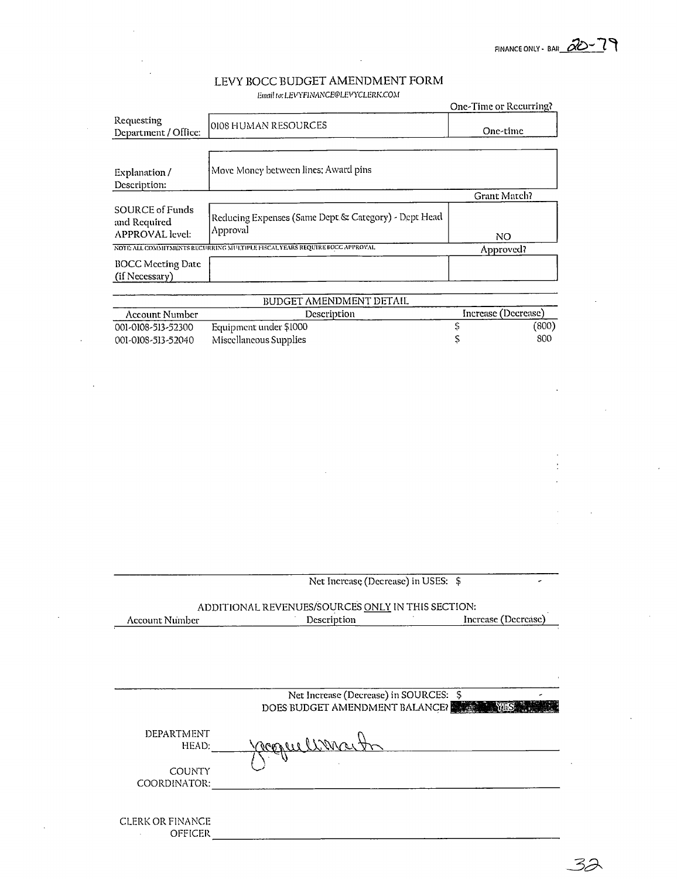FINANCE ONLY - BA# 20-79

# LEVY BOCC BUDGET AMENDMENT FORM

*Email to: LEVYFINANCE@LEVYCLERK.COM*

| | | One-Time or Recurring? |
|---|---|---|
| Requesting Department / Office: | 0108 HUMAN RESOURCES | One-time |
| Explanation / Description: | Move Money between lines; Award pins | |
| | | Grant Match? |
| SOURCE of Funds and Required APPROVAL level: | Reducing Expenses (Same Dept & Category) - Dept Head Approval | NO |
| NOTE: ALL COMMITMENTS RECURRING MULTIPLE FISCAL YEARS REQUIRE BOCC APPROVAL | | Approved? |
| BOCC Meeting Date (if Necessary) | | |

## BUDGET AMENDMENT DETAIL

| Account Number | Description | Increase (Decrease) |
|---|---|---|
| 001-0108-513-52300 | Equipment under $1000 | $ (800) |
| 001-0108-513-52040 | Miscellaneous Supplies | $ 800 |

Net Increase (Decrease) in USES: $ -

## ADDITIONAL REVENUES/SOURCES ONLY IN THIS SECTION:

| Account Number | Description | Increase (Decrease) |
|---|---|---|
| | | |

Net Increase (Decrease) in SOURCES: $ -

DOES BUDGET AMENDMENT BALANCE? YES

DEPARTMENT HEAD: Jacqueline Martin

COUNTY COORDINATOR: ______________________

CLERK OR FINANCE OFFICER ______________________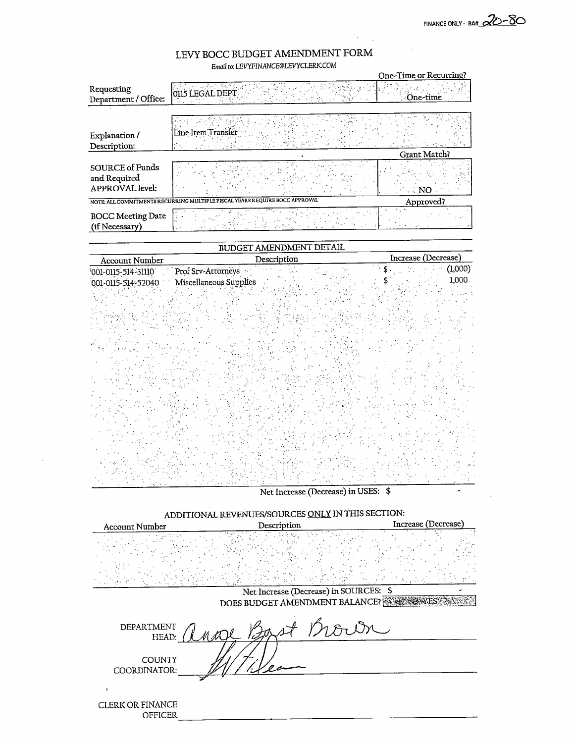FINANCE ONLY - BA# 20-80

# LEVY BOCC BUDGET AMENDMENT FORM

*Email to: LEVYFINANCE@LEVYCLERK.COM*

| | | One-Time or Recurring? |
|---|---|---|
| Requesting Department / Office: | 0115 LEGAL DEPT | One-time |
| Explanation / Description: | Line Item Transfer | |
| | | Grant Match? |
| SOURCE of Funds and Required APPROVAL level: | | NO |
| NOTE: ALL COMMITMENTS RECURRING MULTIPLE FISCAL YEARS REQUIRE BOCC APPROVAL | | Approved? |
| BOCC Meeting Date (if Necessary) | | |

## BUDGET AMENDMENT DETAIL

| Account Number | Description | Increase (Decrease) |
|---|---|---|
| 001-0115-514-31110 | Prof Srv-Attorneys | $ (1,000) |
| 001-0115-514-52040 | Miscellaneous Supplies | $ 1,000 |
| | Net Increase (Decrease) in USES: | $ - |

## ADDITIONAL REVENUES/SOURCES ONLY IN THIS SECTION:

| Account Number | Description | Increase (Decrease) |
|---|---|---|
| | | |
| | Net Increase (Decrease) in SOURCES: | $ - |
| | DOES BUDGET AMENDMENT BALANCE? | YES |

DEPARTMENT HEAD: Anne Bast Brown

COUNTY COORDINATOR: [signature]

CLERK OR FINANCE OFFICER: ____________________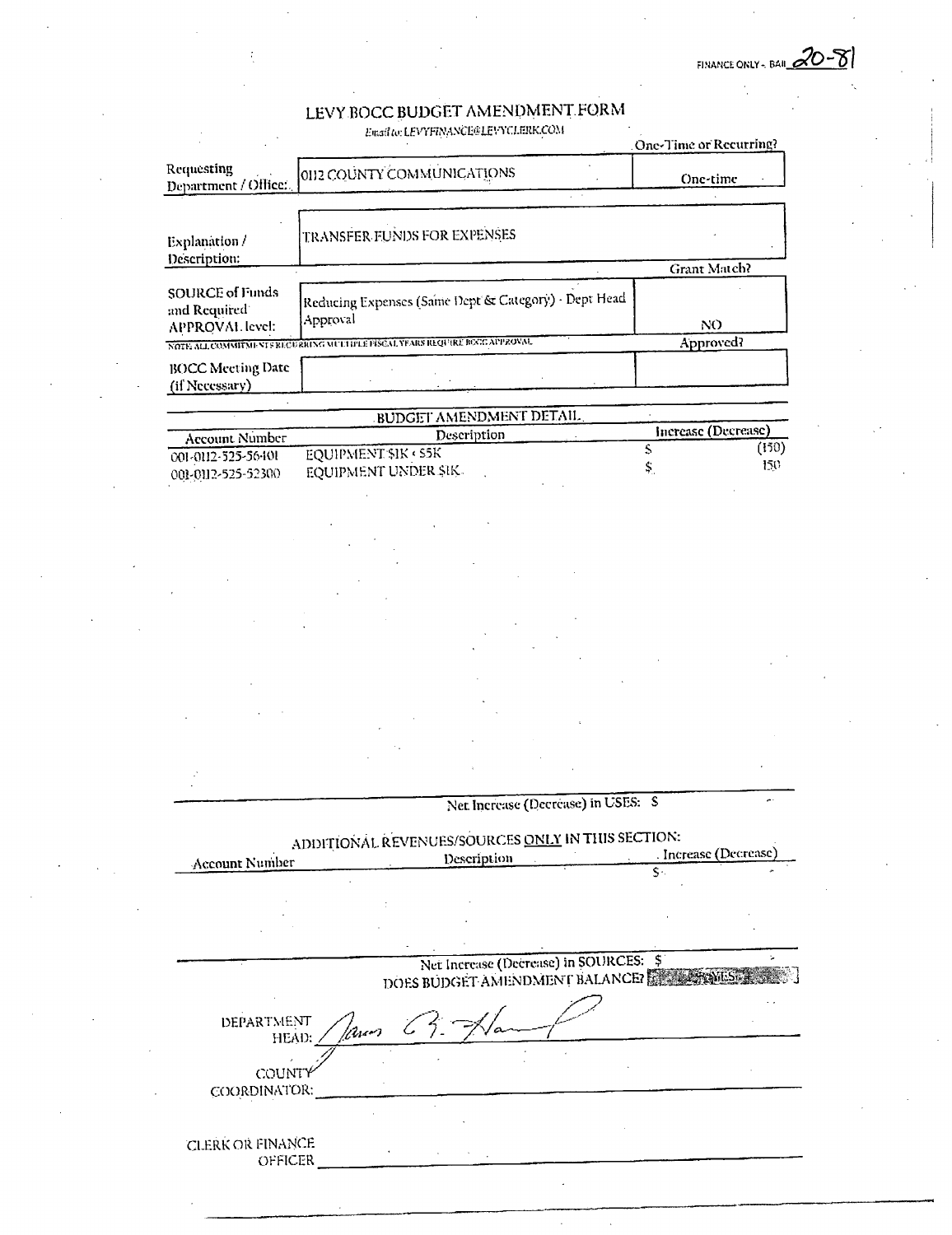FINANCE ONLY - BA# 20-81

# LEVY BOCC BUDGET AMENDMENT FORM

*Email to: LEVYFINANCE@LEVYCLERK.COM*

| | | One-Time or Recurring? |
|---|---|---|
| Requesting Department / Office: | 0112 COUNTY COMMUNICATIONS | One-time |
| Explanation / Description: | TRANSFER FUNDS FOR EXPENSES | |
| | | Grant Match? |
| SOURCE of Funds and Required APPROVAL level: | Reducing Expenses (Same Dept & Category) - Dept Head Approval | NO |
| | NOTE: ALL COMMITMENTS RECURRING MULTIPLE FISCAL YEARS REQUIRE BOCC APPROVAL | Approved? |
| BOCC Meeting Date (if Necessary) | | |

## BUDGET AMENDMENT DETAIL

| Account Number | Description | Increase (Decrease) |
|---|---|---|
| 001-0112-525-56401 | EQUIPMENT $1K < $5K | $ (150) |
| 001-0112-525-52300 | EQUIPMENT UNDER $1K | $ 150 |

Net Increase (Decrease) in USES: $ -

ADDITIONAL REVENUES/SOURCES ONLY IN THIS SECTION:

| Account Number | Description | Increase (Decrease) |
|---|---|---|
| | | $ - |

Net Increase (Decrease) in SOURCES: $ -

DOES BUDGET AMENDMENT BALANCE? YES

DEPARTMENT HEAD: James B. Hand

COUNTY COORDINATOR: ____________________

CLERK OR FINANCE OFFICER ____________________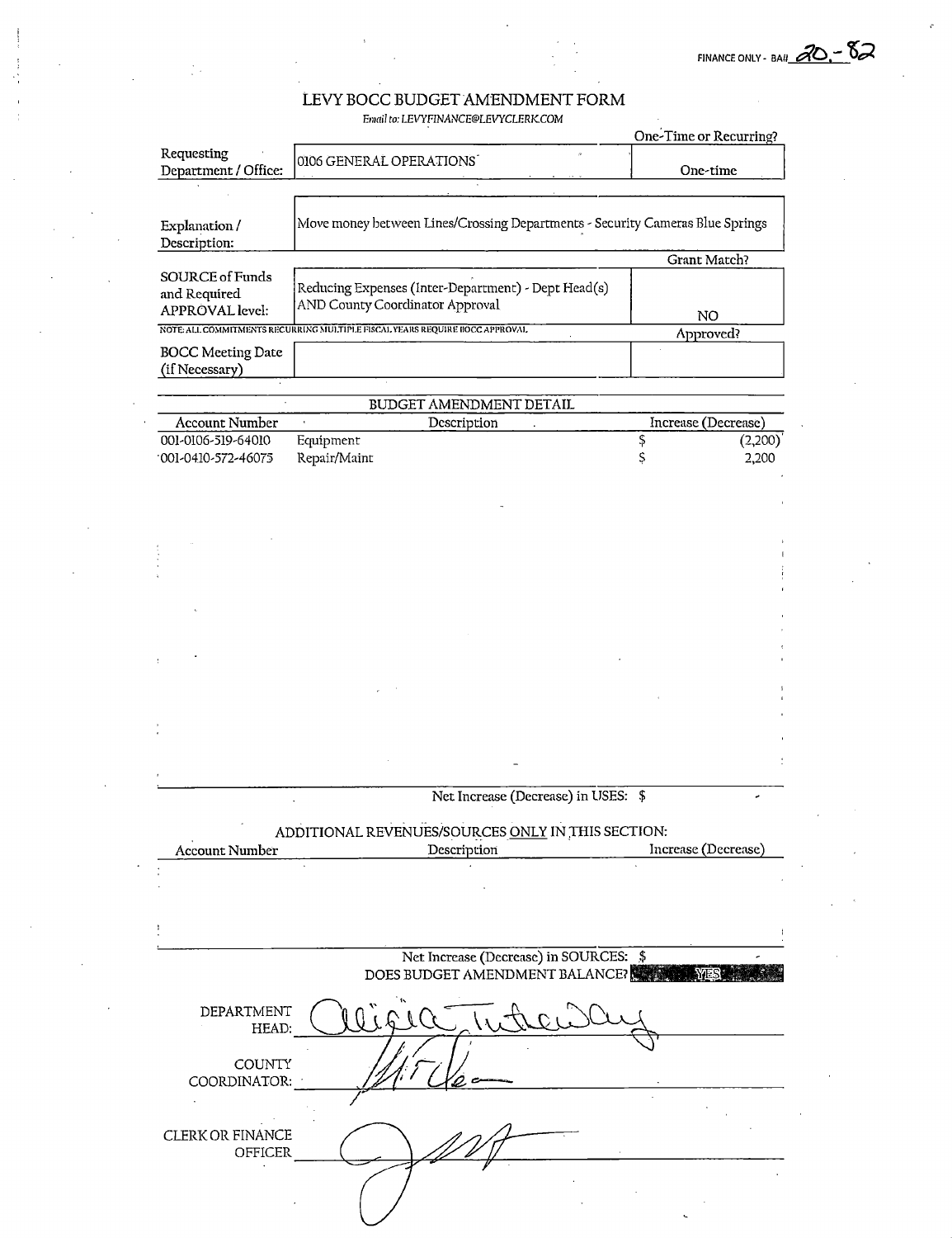FINANCE ONLY - BA# 20.-82

# LEVY BOCC BUDGET AMENDMENT FORM

*Email to: LEVYFINANCE@LEVYCLERK.COM*

| | | One-Time or Recurring? |
|---|---|---|
| Requesting Department / Office: | 0106 GENERAL OPERATIONS | One-time |
| Explanation / Description: | Move money between Lines/Crossing Departments - Security Cameras Blue Springs | |
| | | Grant Match? |
| SOURCE of Funds and Required APPROVAL level: | Reducing Expenses (Inter-Department) - Dept Head(s) AND County Coordinator Approval | NO |
| | | Approved? |
| BOCC Meeting Date (if Necessary) | | |

NOTE: ALL COMMITMENTS RECURRING MULTIPLE FISCAL YEARS REQUIRE BOCC APPROVAL

## BUDGET AMENDMENT DETAIL

| Account Number | Description | Increase (Decrease) |
|---|---|---|
| 001-0106-519-64010 | Equipment | $ (2,200) |
| 001-0410-572-46075 | Repair/Maint | $ 2,200 |

Net Increase (Decrease) in USES: $ -

## ADDITIONAL REVENUES/SOURCES ONLY IN THIS SECTION:

| Account Number | Description | Increase (Decrease) |
|---|---|---|
| | | |

Net Increase (Decrease) in SOURCES: $ -

DOES BUDGET AMENDMENT BALANCE? YES

DEPARTMENT HEAD: [signature]

COUNTY COORDINATOR: [signature]

CLERK OR FINANCE OFFICER [signature]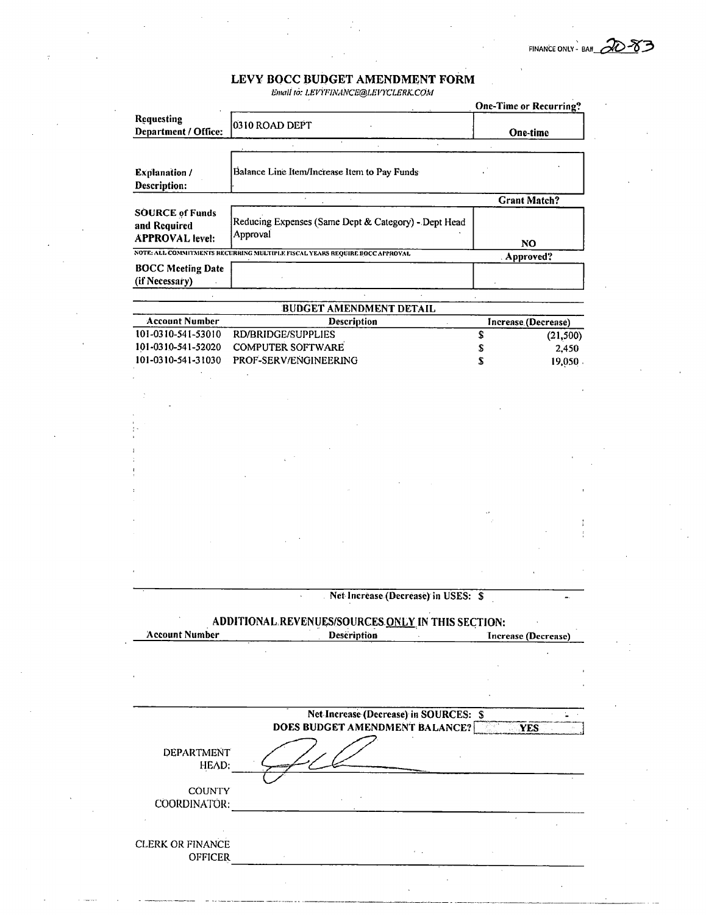FINANCE ONLY - BA# 20-83

# LEVY BOCC BUDGET AMENDMENT FORM

*Email to: LEVYFINANCE@LEVYCLERK.COM*

| | | One-Time or Recurring? |
|---|---|---|
| **Requesting Department / Office:** | 0310 ROAD DEPT | One-time |
| **Explanation / Description:** | Balance Line Item/Increase Item to Pay Funds | |
| | | **Grant Match?** |
| **SOURCE of Funds and Required APPROVAL level:** | Reducing Expenses (Same Dept & Category) - Dept Head Approval | NO |
| | NOTE: ALL COMMITMENTS RECURRING MULTIPLE FISCAL YEARS REQUIRE BOCC APPROVAL | **Approved?** |
| **BOCC Meeting Date (if Necessary)** | | |

## BUDGET AMENDMENT DETAIL

| Account Number | Description | Increase (Decrease) |
|---|---|---|
| 101-0310-541-53010 | RD/BRIDGE/SUPPLIES | $ (21,500) |
| 101-0310-541-52020 | COMPUTER SOFTWARE | $ 2,450 |
| 101-0310-541-31030 | PROF-SERV/ENGINEERING | $ 19,050 |

Net Increase (Decrease) in USES: $ -

## ADDITIONAL REVENUES/SOURCES ONLY IN THIS SECTION:

| Account Number | Description | Increase (Decrease) |
|---|---|---|
| | | |

Net Increase (Decrease) in SOURCES: $ -

DOES BUDGET AMENDMENT BALANCE? **YES**

DEPARTMENT HEAD: [signature]

COUNTY COORDINATOR: ____________________

CLERK OR FINANCE OFFICER ____________________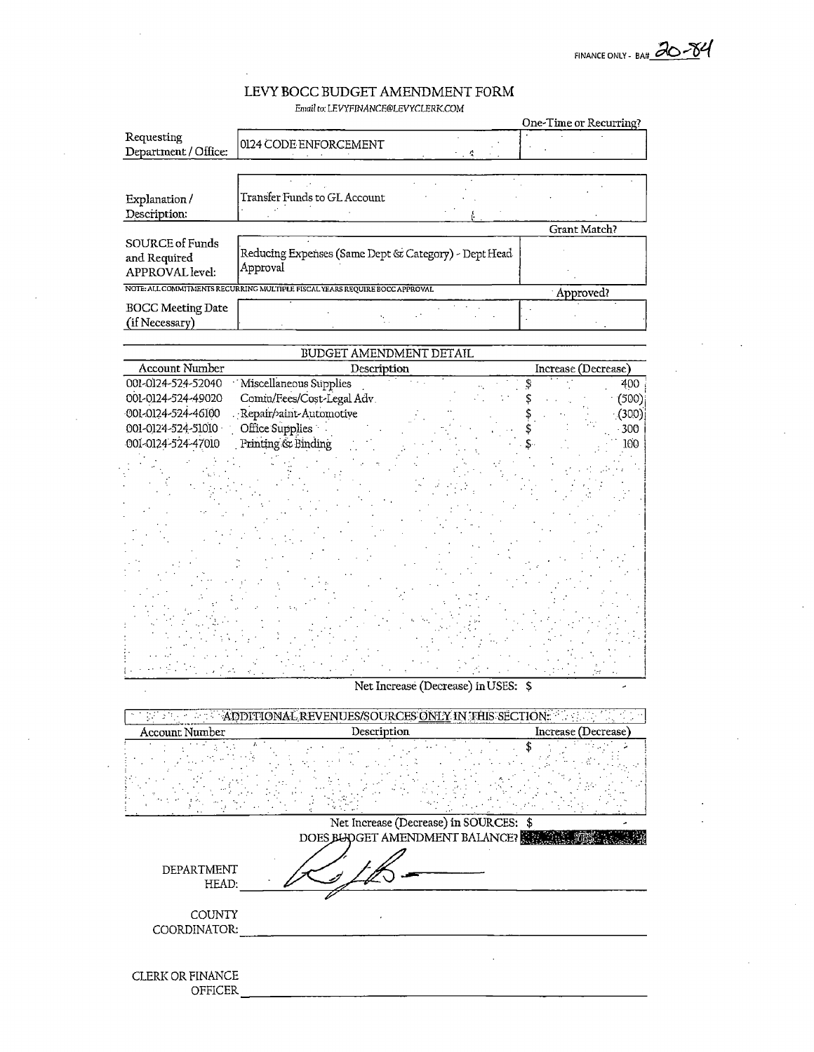FINANCE ONLY - BA# 20-84

# LEVY BOCC BUDGET AMENDMENT FORM

*Email to: LEVYFINANCE@LEVYCLERK.COM*

| | | One-Time or Recurring? |
|---|---|---|
| Requesting Department / Office: | 0124 CODE ENFORCEMENT | |
| Explanation / Description: | Transfer Funds to GL Account | Grant Match? |
| SOURCE of Funds and Required APPROVAL level: | Reducing Expenses (Same Dept & Category) - Dept Head Approval | |

NOTE: ALL COMMITMENTS RECURRING MULTIPLE FISCAL YEARS REQUIRE BOCC APPROVAL

| | | Approved? |
|---|---|---|
| BOCC Meeting Date (if Necessary) | | |

## BUDGET AMENDMENT DETAIL

| Account Number | Description | Increase (Decrease) |
|---|---|---|
| 001-0124-524-52040 | Miscellaneous Supplies | $ 400 |
| 001-0124-524-49020 | Comm/Fees/Cost-Legal Adv | $ (500) |
| 001-0124-524-46100 | Repair/Maint-Automotive | $ (300) |
| 001-0124-524-51010 | Office Supplies | $ 300 |
| 001-0124-524-47010 | Printing & Binding | $ 100 |

Net Increase (Decrease) in USES: $ -

## ADDITIONAL REVENUES/SOURCES ONLY IN THIS SECTION:

| Account Number | Description | Increase (Decrease) |
|---|---|---|
| | | $ - |

Net Increase (Decrease) in SOURCES: $ -

DOES BUDGET AMENDMENT BALANCE? YES

DEPARTMENT HEAD: [signature]

COUNTY COORDINATOR: ____________________

CLERK OR FINANCE OFFICER ____________________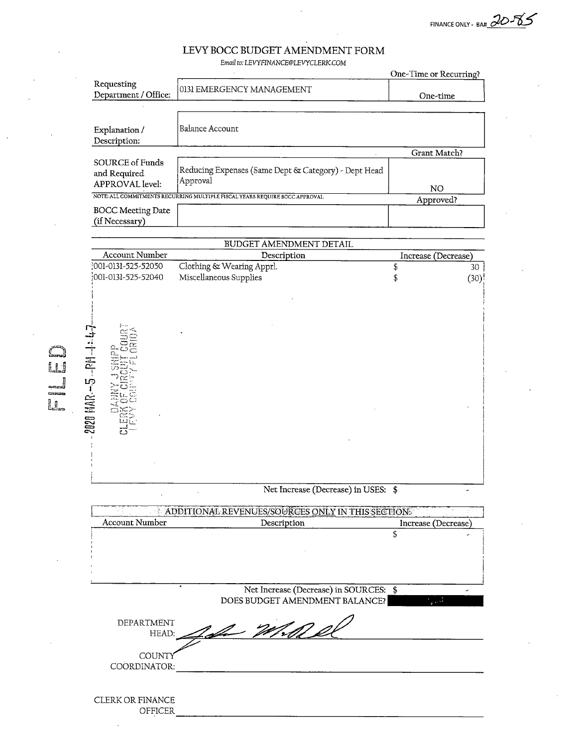FINANCE ONLY - BA# 20-85

# LEVY BOCC BUDGET AMENDMENT FORM

*Email to: LEVYFINANCE@LEVYCLERK.COM*

| | | One-Time or Recurring? |
|---|---|---|
| Requesting Department / Office: | 0131 EMERGENCY MANAGEMENT | One-time |
| Explanation / Description: | Balance Account | |
| | | Grant Match? |
| SOURCE of Funds and Required APPROVAL level: | Reducing Expenses (Same Dept & Category) - Dept Head Approval | NO |
| | | Approved? |
| BOCC Meeting Date (if Necessary) | | |

NOTE: ALL COMMITMENTS RECURRING MULTIPLE FISCAL YEARS REQUIRE BOCC APPROVAL

## BUDGET AMENDMENT DETAIL

| Account Number | Description | Increase (Decrease) |
|---|---|---|
| 001-0131-525-52050 | Clothing & Wearing Apprl. | $ 30 |
| 001-0131-525-52040 | Miscellaneous Supplies | $ (30) |

Net Increase (Decrease) in USES: $ -

FILED
2020 MAR -5 PM 1:47
DANNY J SHIPP
CLERK OF CIRCUIT COURT
LEVY COUNTY FLORIDA

## ADDITIONAL REVENUES/SOURCES ONLY IN THIS SECTION:

| Account Number | Description | Increase (Decrease) |
|---|---|---|
| | | $ - |

Net Increase (Decrease) in SOURCES: $ -

DOES BUDGET AMENDMENT BALANCE?

DEPARTMENT HEAD: *[signature]*

COUNTY COORDINATOR: ______________________

CLERK OR FINANCE OFFICER ______________________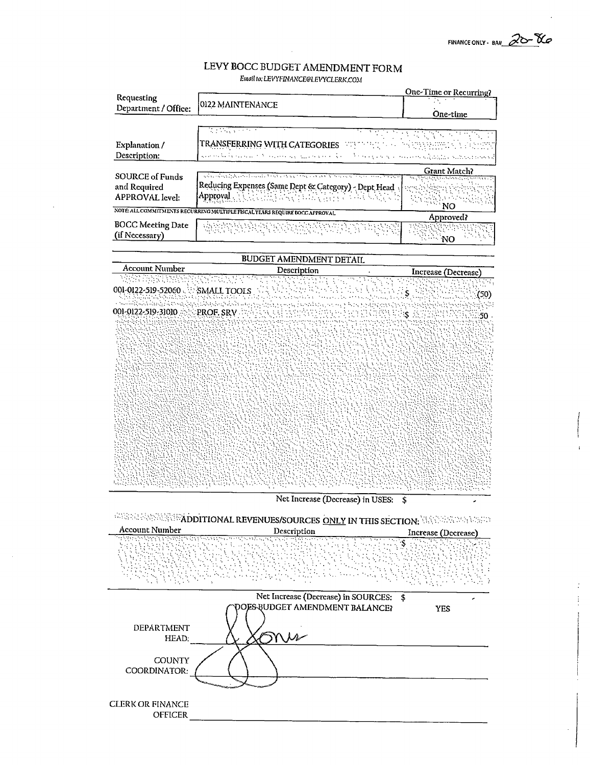FINANCE ONLY - BA# 20-86

# LEVY BOCC BUDGET AMENDMENT FORM

*Email to: LEVYFINANCE@LEVYCLERK.COM*

| | | One-Time or Recurring? |
|---|---|---|
| Requesting Department / Office: | 0122 MAINTENANCE | One-time |
| Explanation / Description: | TRANSFERRING WITH CATEGORIES | |
| | | Grant Match? |
| SOURCE of Funds and Required APPROVAL level: | Reducing Expenses (Same Dept & Category) - Dept Head Approval | NO |

NOTE: ALL COMMITMENTS RECURRING MULTIPLE FISCAL YEARS REQUIRE BOCC APPROVAL

| | | Approved? |
|---|---|---|
| BOCC Meeting Date (if Necessary) | | NO |

## BUDGET AMENDMENT DETAIL

| Account Number | Description | Increase (Decrease) |
|---|---|---|
| 001-0122-519-52060 | SMALL TOOLS | $ (50) |
| 001-0122-519-31010 | PROF. SRV | $ 50 |

Net Increase (Decrease) in USES: $ -

## ADDITIONAL REVENUES/SOURCES ONLY IN THIS SECTION:

| Account Number | Description | Increase (Decrease) |
|---|---|---|
| | | $ - |

Net Increase (Decrease) in SOURCES: $ -

DOES BUDGET AMENDMENT BALANCE? YES

DEPARTMENT HEAD: ____________________

COUNTY COORDINATOR: ____________________

CLERK OR FINANCE OFFICER ____________________